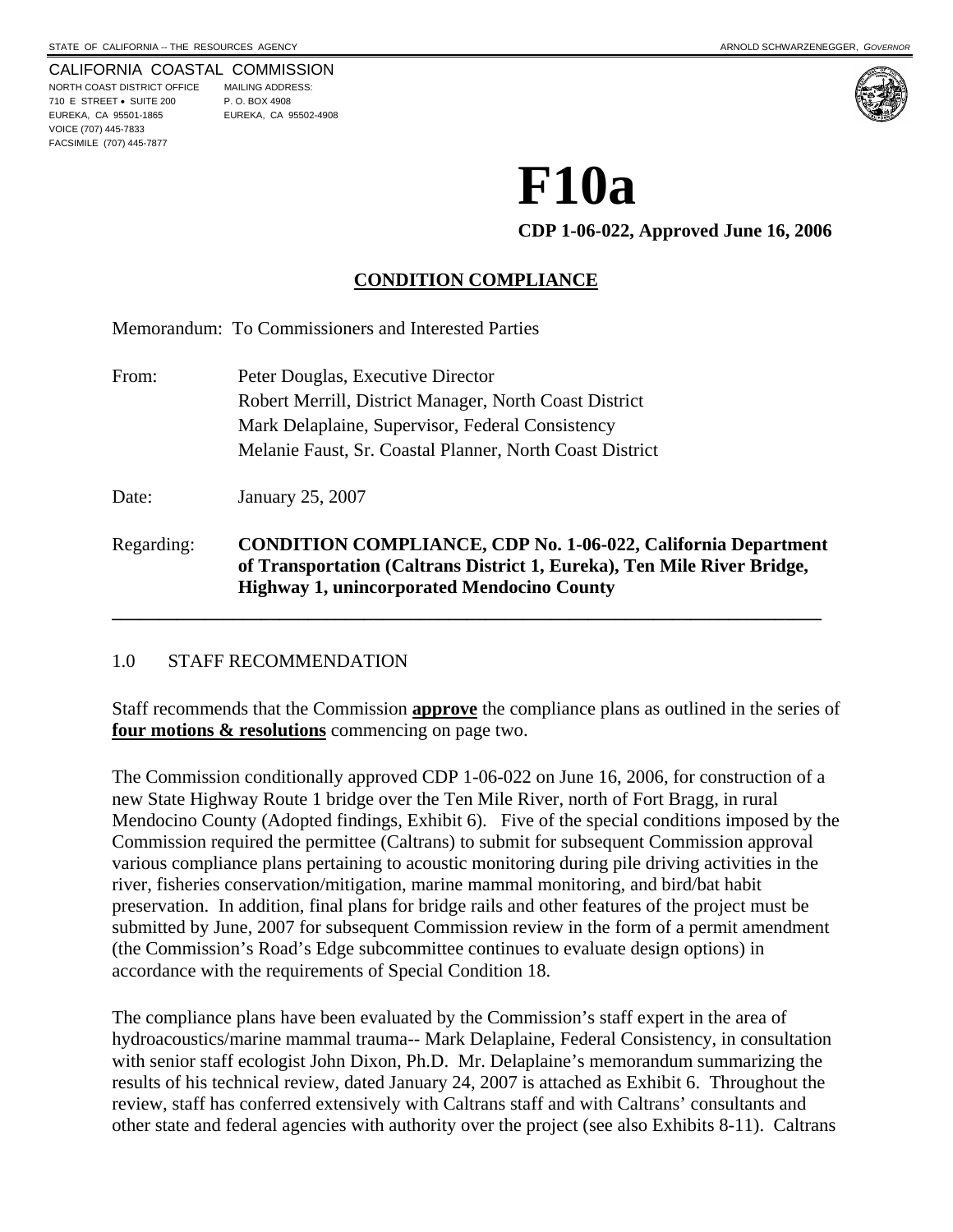STATE OF CALIFORNIA -- THE RESOURCES AGENCY ARNOLD SCHWARZENEGGER, *GOVERNOR*

CALIFORNIA COASTAL COMMISSION
NORTH COAST DISTRICT OFFICE
710 E STREET • SUITE 200
EUREKA, CA 95501-1865
VOICE (707) 445-7833
FACSIMILE (707) 445-7877

MAILING ADDRESS:
P. O. BOX 4908
EUREKA, CA 95502-4908

# F10a

**CDP 1-06-022, Approved June 16, 2006**

## CONDITION COMPLIANCE

Memorandum: To Commissioners and Interested Parties

From: Peter Douglas, Executive Director
Robert Merrill, District Manager, North Coast District
Mark Delaplaine, Supervisor, Federal Consistency
Melanie Faust, Sr. Coastal Planner, North Coast District

Date: January 25, 2007

Regarding: **CONDITION COMPLIANCE, CDP No. 1-06-022, California Department of Transportation (Caltrans District 1, Eureka), Ten Mile River Bridge, Highway 1, unincorporated Mendocino County**

---

## 1.0 STAFF RECOMMENDATION

Staff recommends that the Commission **approve** the compliance plans as outlined in the series of **four motions & resolutions** commencing on page two.

The Commission conditionally approved CDP 1-06-022 on June 16, 2006, for construction of a new State Highway Route 1 bridge over the Ten Mile River, north of Fort Bragg, in rural Mendocino County (Adopted findings, Exhibit 6). Five of the special conditions imposed by the Commission required the permittee (Caltrans) to submit for subsequent Commission approval various compliance plans pertaining to acoustic monitoring during pile driving activities in the river, fisheries conservation/mitigation, marine mammal monitoring, and bird/bat habit preservation. In addition, final plans for bridge rails and other features of the project must be submitted by June, 2007 for subsequent Commission review in the form of a permit amendment (the Commission's Road's Edge subcommittee continues to evaluate design options) in accordance with the requirements of Special Condition 18.

The compliance plans have been evaluated by the Commission's staff expert in the area of hydroacoustics/marine mammal trauma-- Mark Delaplaine, Federal Consistency, in consultation with senior staff ecologist John Dixon, Ph.D. Mr. Delaplaine's memorandum summarizing the results of his technical review, dated January 24, 2007 is attached as Exhibit 6. Throughout the review, staff has conferred extensively with Caltrans staff and with Caltrans' consultants and other state and federal agencies with authority over the project (see also Exhibits 8-11). Caltrans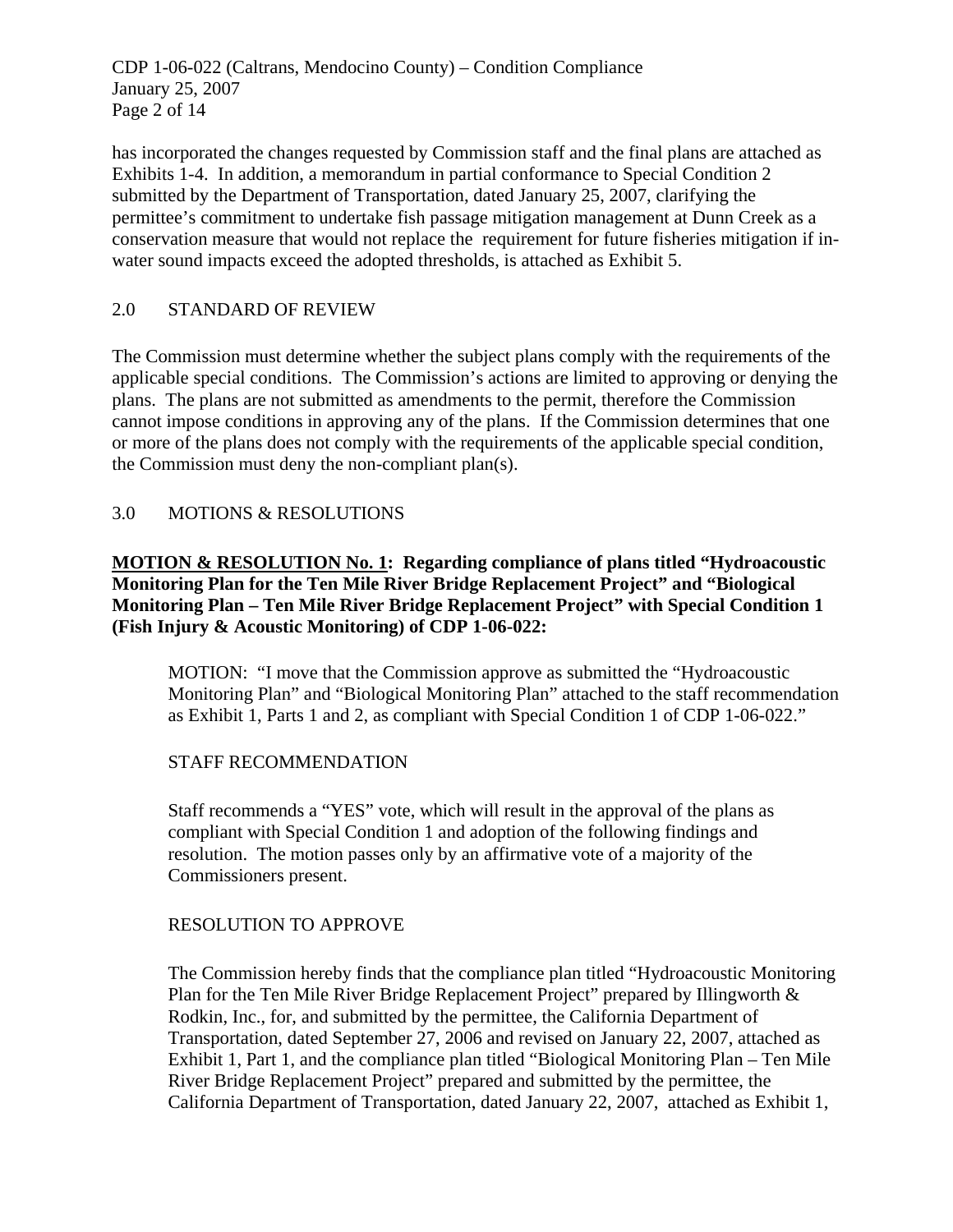has incorporated the changes requested by Commission staff and the final plans are attached as Exhibits 1-4. In addition, a memorandum in partial conformance to Special Condition 2 submitted by the Department of Transportation, dated January 25, 2007, clarifying the permittee's commitment to undertake fish passage mitigation management at Dunn Creek as a conservation measure that would not replace the requirement for future fisheries mitigation if in-water sound impacts exceed the adopted thresholds, is attached as Exhibit 5.

## 2.0 STANDARD OF REVIEW

The Commission must determine whether the subject plans comply with the requirements of the applicable special conditions. The Commission's actions are limited to approving or denying the plans. The plans are not submitted as amendments to the permit, therefore the Commission cannot impose conditions in approving any of the plans. If the Commission determines that one or more of the plans does not comply with the requirements of the applicable special condition, the Commission must deny the non-compliant plan(s).

## 3.0 MOTIONS & RESOLUTIONS

**MOTION & RESOLUTION No. 1: Regarding compliance of plans titled "Hydroacoustic Monitoring Plan for the Ten Mile River Bridge Replacement Project" and "Biological Monitoring Plan – Ten Mile River Bridge Replacement Project" with Special Condition 1 (Fish Injury & Acoustic Monitoring) of CDP 1-06-022:**

MOTION: "I move that the Commission approve as submitted the "Hydroacoustic Monitoring Plan" and "Biological Monitoring Plan" attached to the staff recommendation as Exhibit 1, Parts 1 and 2, as compliant with Special Condition 1 of CDP 1-06-022."

STAFF RECOMMENDATION

Staff recommends a "YES" vote, which will result in the approval of the plans as compliant with Special Condition 1 and adoption of the following findings and resolution. The motion passes only by an affirmative vote of a majority of the Commissioners present.

RESOLUTION TO APPROVE

The Commission hereby finds that the compliance plan titled "Hydroacoustic Monitoring Plan for the Ten Mile River Bridge Replacement Project" prepared by Illingworth & Rodkin, Inc., for, and submitted by the permittee, the California Department of Transportation, dated September 27, 2006 and revised on January 22, 2007, attached as Exhibit 1, Part 1, and the compliance plan titled "Biological Monitoring Plan – Ten Mile River Bridge Replacement Project" prepared and submitted by the permittee, the California Department of Transportation, dated January 22, 2007, attached as Exhibit 1,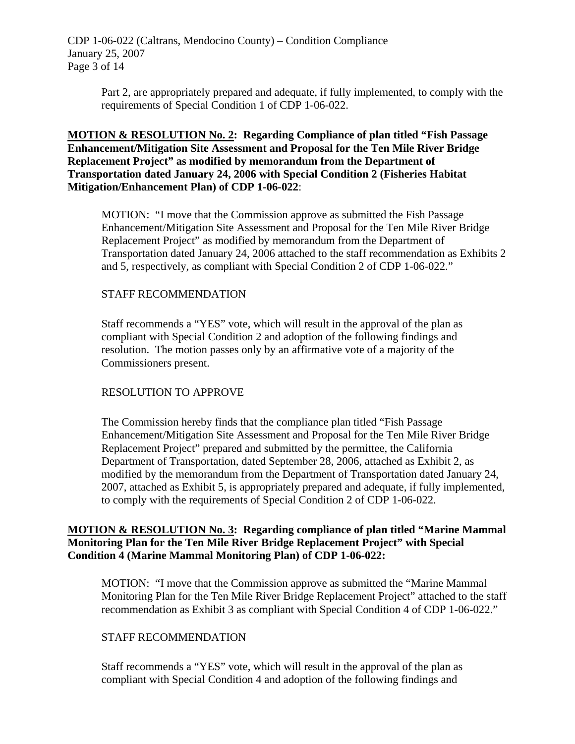Part 2, are appropriately prepared and adequate, if fully implemented, to comply with the requirements of Special Condition 1 of CDP 1-06-022.

**<u>MOTION & RESOLUTION No. 2</u>: Regarding Compliance of plan titled "Fish Passage Enhancement/Mitigation Site Assessment and Proposal for the Ten Mile River Bridge Replacement Project" as modified by memorandum from the Department of Transportation dated January 24, 2006 with Special Condition 2 (Fisheries Habitat Mitigation/Enhancement Plan) of CDP 1-06-022**:

MOTION: "I move that the Commission approve as submitted the Fish Passage Enhancement/Mitigation Site Assessment and Proposal for the Ten Mile River Bridge Replacement Project" as modified by memorandum from the Department of Transportation dated January 24, 2006 attached to the staff recommendation as Exhibits 2 and 5, respectively, as compliant with Special Condition 2 of CDP 1-06-022."

STAFF RECOMMENDATION

Staff recommends a "YES" vote, which will result in the approval of the plan as compliant with Special Condition 2 and adoption of the following findings and resolution. The motion passes only by an affirmative vote of a majority of the Commissioners present.

RESOLUTION TO APPROVE

The Commission hereby finds that the compliance plan titled "Fish Passage Enhancement/Mitigation Site Assessment and Proposal for the Ten Mile River Bridge Replacement Project" prepared and submitted by the permittee, the California Department of Transportation, dated September 28, 2006, attached as Exhibit 2, as modified by the memorandum from the Department of Transportation dated January 24, 2007, attached as Exhibit 5, is appropriately prepared and adequate, if fully implemented, to comply with the requirements of Special Condition 2 of CDP 1-06-022.

**<u>MOTION & RESOLUTION No. 3</u>: Regarding compliance of plan titled "Marine Mammal Monitoring Plan for the Ten Mile River Bridge Replacement Project" with Special Condition 4 (Marine Mammal Monitoring Plan) of CDP 1-06-022:**

MOTION: "I move that the Commission approve as submitted the "Marine Mammal Monitoring Plan for the Ten Mile River Bridge Replacement Project" attached to the staff recommendation as Exhibit 3 as compliant with Special Condition 4 of CDP 1-06-022."

STAFF RECOMMENDATION

Staff recommends a "YES" vote, which will result in the approval of the plan as compliant with Special Condition 4 and adoption of the following findings and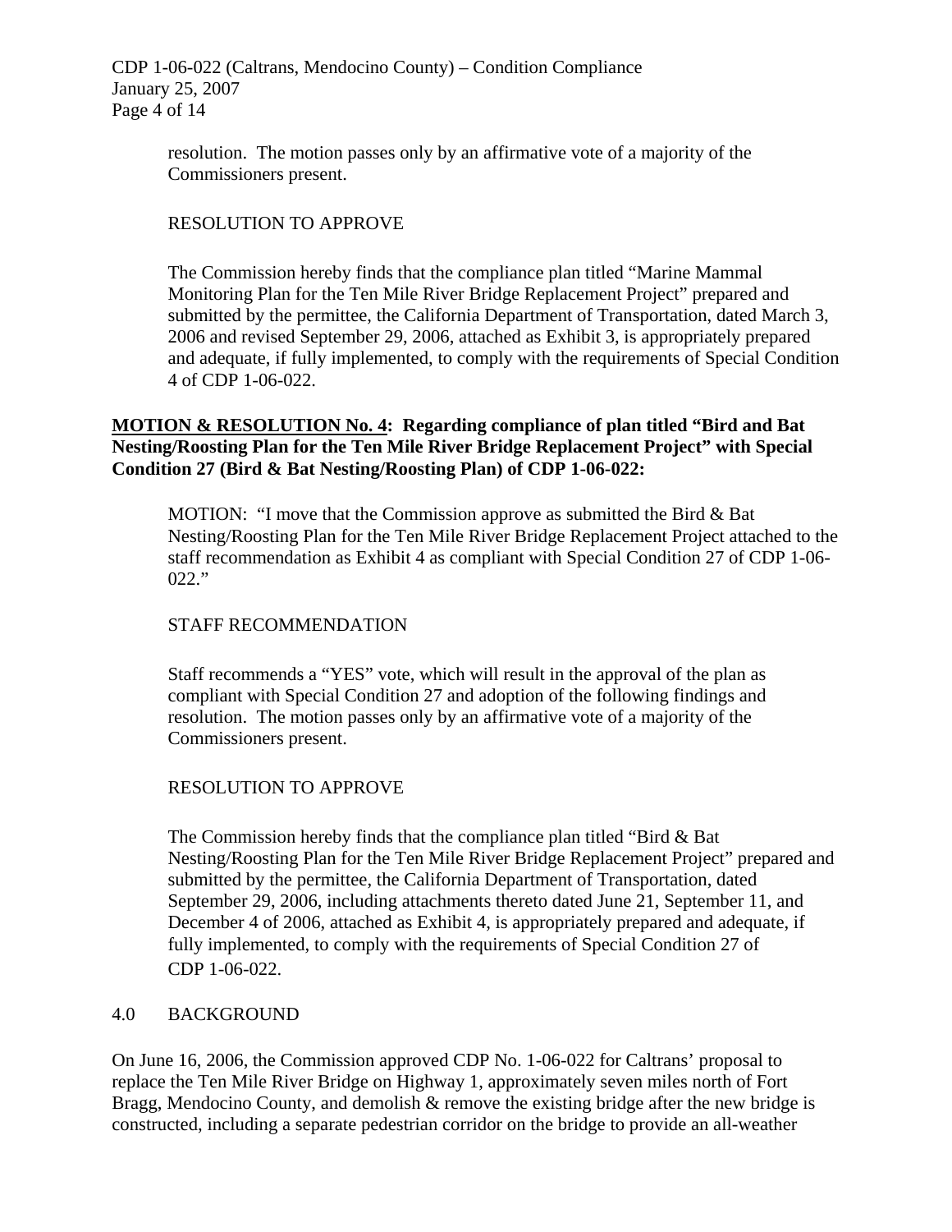resolution. The motion passes only by an affirmative vote of a majority of the Commissioners present.

RESOLUTION TO APPROVE

The Commission hereby finds that the compliance plan titled "Marine Mammal Monitoring Plan for the Ten Mile River Bridge Replacement Project" prepared and submitted by the permittee, the California Department of Transportation, dated March 3, 2006 and revised September 29, 2006, attached as Exhibit 3, is appropriately prepared and adequate, if fully implemented, to comply with the requirements of Special Condition 4 of CDP 1-06-022.

**<u>MOTION & RESOLUTION No. 4</u>: Regarding compliance of plan titled "Bird and Bat Nesting/Roosting Plan for the Ten Mile River Bridge Replacement Project" with Special Condition 27 (Bird & Bat Nesting/Roosting Plan) of CDP 1-06-022:**

MOTION: "I move that the Commission approve as submitted the Bird & Bat Nesting/Roosting Plan for the Ten Mile River Bridge Replacement Project attached to the staff recommendation as Exhibit 4 as compliant with Special Condition 27 of CDP 1-06-022."

STAFF RECOMMENDATION

Staff recommends a "YES" vote, which will result in the approval of the plan as compliant with Special Condition 27 and adoption of the following findings and resolution. The motion passes only by an affirmative vote of a majority of the Commissioners present.

RESOLUTION TO APPROVE

The Commission hereby finds that the compliance plan titled "Bird & Bat Nesting/Roosting Plan for the Ten Mile River Bridge Replacement Project" prepared and submitted by the permittee, the California Department of Transportation, dated September 29, 2006, including attachments thereto dated June 21, September 11, and December 4 of 2006, attached as Exhibit 4, is appropriately prepared and adequate, if fully implemented, to comply with the requirements of Special Condition 27 of CDP 1-06-022.

## 4.0 BACKGROUND

On June 16, 2006, the Commission approved CDP No. 1-06-022 for Caltrans' proposal to replace the Ten Mile River Bridge on Highway 1, approximately seven miles north of Fort Bragg, Mendocino County, and demolish & remove the existing bridge after the new bridge is constructed, including a separate pedestrian corridor on the bridge to provide an all-weather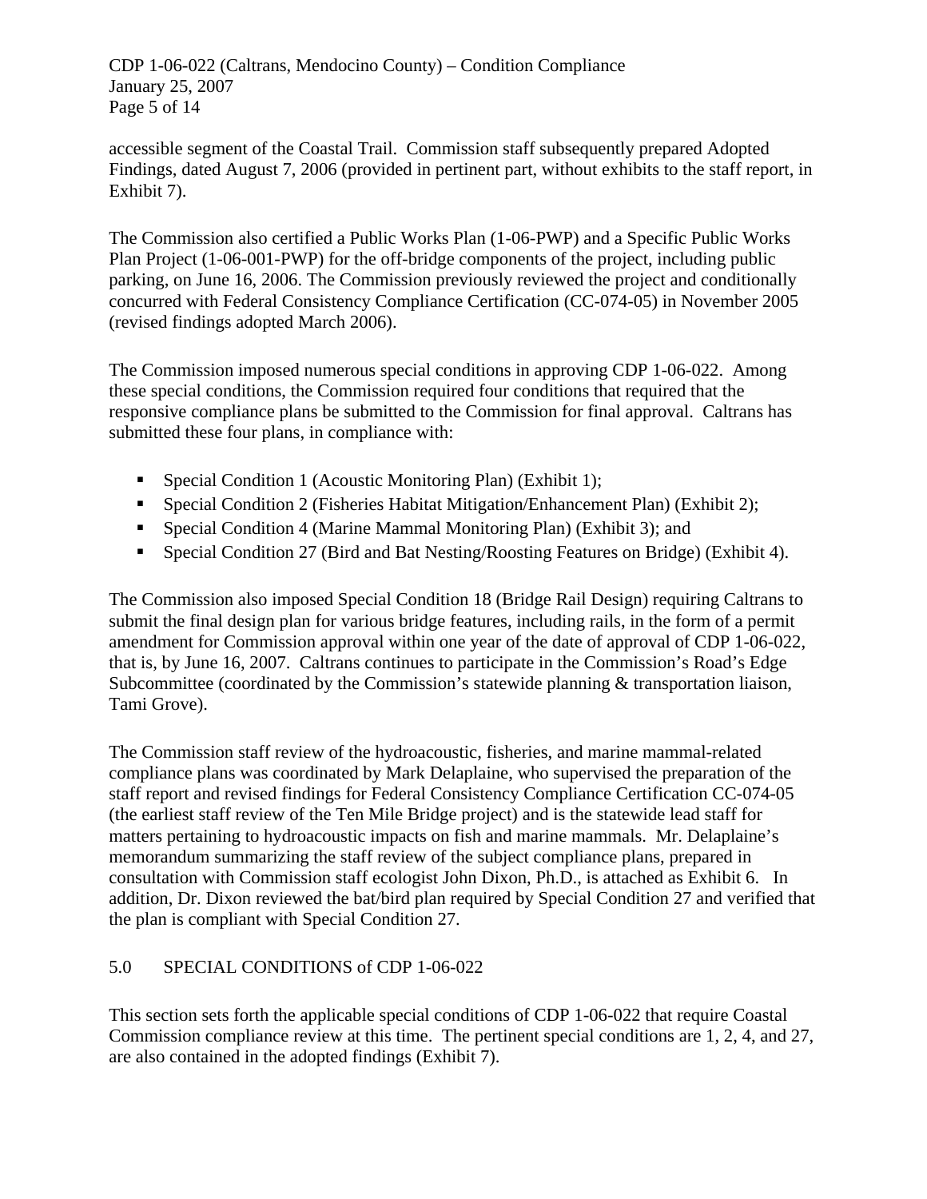accessible segment of the Coastal Trail. Commission staff subsequently prepared Adopted Findings, dated August 7, 2006 (provided in pertinent part, without exhibits to the staff report, in Exhibit 7).

The Commission also certified a Public Works Plan (1-06-PWP) and a Specific Public Works Plan Project (1-06-001-PWP) for the off-bridge components of the project, including public parking, on June 16, 2006. The Commission previously reviewed the project and conditionally concurred with Federal Consistency Compliance Certification (CC-074-05) in November 2005 (revised findings adopted March 2006).

The Commission imposed numerous special conditions in approving CDP 1-06-022. Among these special conditions, the Commission required four conditions that required that the responsive compliance plans be submitted to the Commission for final approval. Caltrans has submitted these four plans, in compliance with:

- Special Condition 1 (Acoustic Monitoring Plan) (Exhibit 1);
- Special Condition 2 (Fisheries Habitat Mitigation/Enhancement Plan) (Exhibit 2);
- Special Condition 4 (Marine Mammal Monitoring Plan) (Exhibit 3); and
- Special Condition 27 (Bird and Bat Nesting/Roosting Features on Bridge) (Exhibit 4).

The Commission also imposed Special Condition 18 (Bridge Rail Design) requiring Caltrans to submit the final design plan for various bridge features, including rails, in the form of a permit amendment for Commission approval within one year of the date of approval of CDP 1-06-022, that is, by June 16, 2007. Caltrans continues to participate in the Commission's Road's Edge Subcommittee (coordinated by the Commission's statewide planning & transportation liaison, Tami Grove).

The Commission staff review of the hydroacoustic, fisheries, and marine mammal-related compliance plans was coordinated by Mark Delaplaine, who supervised the preparation of the staff report and revised findings for Federal Consistency Compliance Certification CC-074-05 (the earliest staff review of the Ten Mile Bridge project) and is the statewide lead staff for matters pertaining to hydroacoustic impacts on fish and marine mammals. Mr. Delaplaine's memorandum summarizing the staff review of the subject compliance plans, prepared in consultation with Commission staff ecologist John Dixon, Ph.D., is attached as Exhibit 6. In addition, Dr. Dixon reviewed the bat/bird plan required by Special Condition 27 and verified that the plan is compliant with Special Condition 27.

## 5.0 SPECIAL CONDITIONS of CDP 1-06-022

This section sets forth the applicable special conditions of CDP 1-06-022 that require Coastal Commission compliance review at this time. The pertinent special conditions are 1, 2, 4, and 27, are also contained in the adopted findings (Exhibit 7).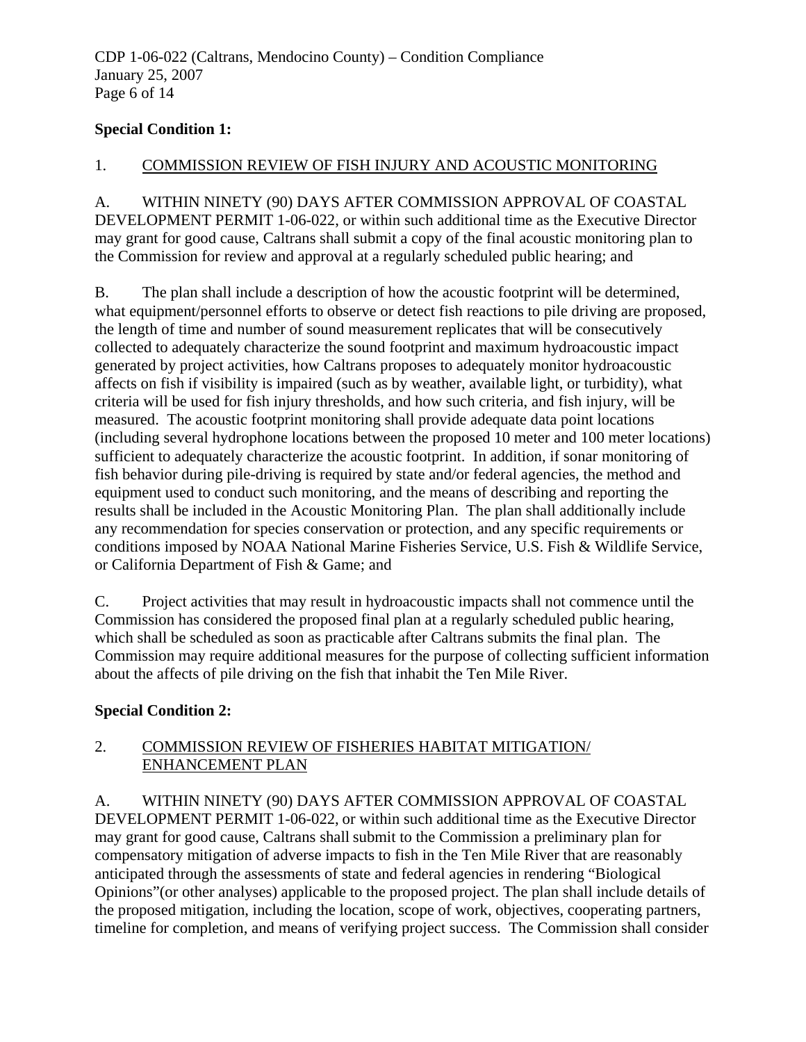**Special Condition 1:**

1. COMMISSION REVIEW OF FISH INJURY AND ACOUSTIC MONITORING

A. WITHIN NINETY (90) DAYS AFTER COMMISSION APPROVAL OF COASTAL DEVELOPMENT PERMIT 1-06-022, or within such additional time as the Executive Director may grant for good cause, Caltrans shall submit a copy of the final acoustic monitoring plan to the Commission for review and approval at a regularly scheduled public hearing; and

B. The plan shall include a description of how the acoustic footprint will be determined, what equipment/personnel efforts to observe or detect fish reactions to pile driving are proposed, the length of time and number of sound measurement replicates that will be consecutively collected to adequately characterize the sound footprint and maximum hydroacoustic impact generated by project activities, how Caltrans proposes to adequately monitor hydroacoustic affects on fish if visibility is impaired (such as by weather, available light, or turbidity), what criteria will be used for fish injury thresholds, and how such criteria, and fish injury, will be measured. The acoustic footprint monitoring shall provide adequate data point locations (including several hydrophone locations between the proposed 10 meter and 100 meter locations) sufficient to adequately characterize the acoustic footprint. In addition, if sonar monitoring of fish behavior during pile-driving is required by state and/or federal agencies, the method and equipment used to conduct such monitoring, and the means of describing and reporting the results shall be included in the Acoustic Monitoring Plan. The plan shall additionally include any recommendation for species conservation or protection, and any specific requirements or conditions imposed by NOAA National Marine Fisheries Service, U.S. Fish & Wildlife Service, or California Department of Fish & Game; and

C. Project activities that may result in hydroacoustic impacts shall not commence until the Commission has considered the proposed final plan at a regularly scheduled public hearing, which shall be scheduled as soon as practicable after Caltrans submits the final plan. The Commission may require additional measures for the purpose of collecting sufficient information about the affects of pile driving on the fish that inhabit the Ten Mile River.

**Special Condition 2:**

2. COMMISSION REVIEW OF FISHERIES HABITAT MITIGATION/ ENHANCEMENT PLAN

A. WITHIN NINETY (90) DAYS AFTER COMMISSION APPROVAL OF COASTAL DEVELOPMENT PERMIT 1-06-022, or within such additional time as the Executive Director may grant for good cause, Caltrans shall submit to the Commission a preliminary plan for compensatory mitigation of adverse impacts to fish in the Ten Mile River that are reasonably anticipated through the assessments of state and federal agencies in rendering "Biological Opinions"(or other analyses) applicable to the proposed project. The plan shall include details of the proposed mitigation, including the location, scope of work, objectives, cooperating partners, timeline for completion, and means of verifying project success. The Commission shall consider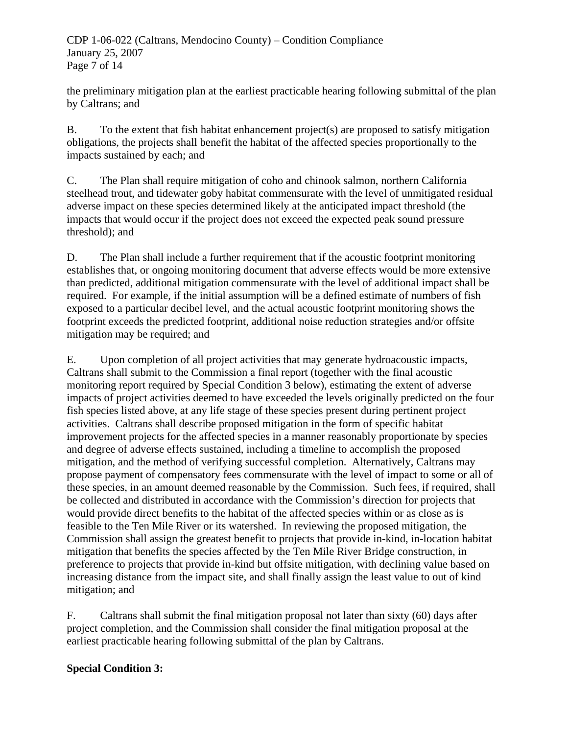the preliminary mitigation plan at the earliest practicable hearing following submittal of the plan by Caltrans; and

B. To the extent that fish habitat enhancement project(s) are proposed to satisfy mitigation obligations, the projects shall benefit the habitat of the affected species proportionally to the impacts sustained by each; and

C. The Plan shall require mitigation of coho and chinook salmon, northern California steelhead trout, and tidewater goby habitat commensurate with the level of unmitigated residual adverse impact on these species determined likely at the anticipated impact threshold (the impacts that would occur if the project does not exceed the expected peak sound pressure threshold); and

D. The Plan shall include a further requirement that if the acoustic footprint monitoring establishes that, or ongoing monitoring document that adverse effects would be more extensive than predicted, additional mitigation commensurate with the level of additional impact shall be required. For example, if the initial assumption will be a defined estimate of numbers of fish exposed to a particular decibel level, and the actual acoustic footprint monitoring shows the footprint exceeds the predicted footprint, additional noise reduction strategies and/or offsite mitigation may be required; and

E. Upon completion of all project activities that may generate hydroacoustic impacts, Caltrans shall submit to the Commission a final report (together with the final acoustic monitoring report required by Special Condition 3 below), estimating the extent of adverse impacts of project activities deemed to have exceeded the levels originally predicted on the four fish species listed above, at any life stage of these species present during pertinent project activities. Caltrans shall describe proposed mitigation in the form of specific habitat improvement projects for the affected species in a manner reasonably proportionate by species and degree of adverse effects sustained, including a timeline to accomplish the proposed mitigation, and the method of verifying successful completion. Alternatively, Caltrans may propose payment of compensatory fees commensurate with the level of impact to some or all of these species, in an amount deemed reasonable by the Commission. Such fees, if required, shall be collected and distributed in accordance with the Commission's direction for projects that would provide direct benefits to the habitat of the affected species within or as close as is feasible to the Ten Mile River or its watershed. In reviewing the proposed mitigation, the Commission shall assign the greatest benefit to projects that provide in-kind, in-location habitat mitigation that benefits the species affected by the Ten Mile River Bridge construction, in preference to projects that provide in-kind but offsite mitigation, with declining value based on increasing distance from the impact site, and shall finally assign the least value to out of kind mitigation; and

F. Caltrans shall submit the final mitigation proposal not later than sixty (60) days after project completion, and the Commission shall consider the final mitigation proposal at the earliest practicable hearing following submittal of the plan by Caltrans.

**Special Condition 3:**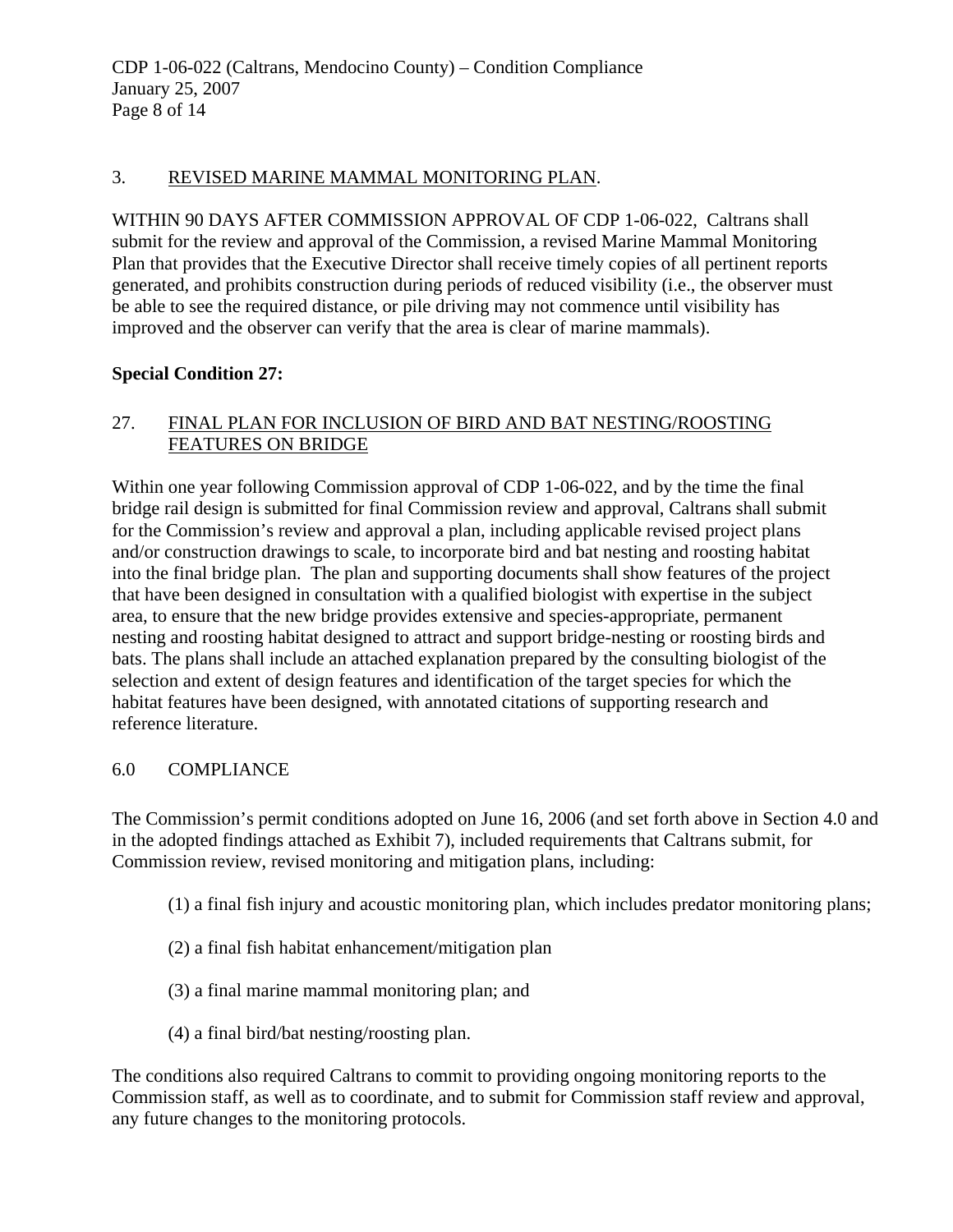3. REVISED MARINE MAMMAL MONITORING PLAN.

WITHIN 90 DAYS AFTER COMMISSION APPROVAL OF CDP 1-06-022, Caltrans shall submit for the review and approval of the Commission, a revised Marine Mammal Monitoring Plan that provides that the Executive Director shall receive timely copies of all pertinent reports generated, and prohibits construction during periods of reduced visibility (i.e., the observer must be able to see the required distance, or pile driving may not commence until visibility has improved and the observer can verify that the area is clear of marine mammals).

**Special Condition 27:**

27. FINAL PLAN FOR INCLUSION OF BIRD AND BAT NESTING/ROOSTING FEATURES ON BRIDGE

Within one year following Commission approval of CDP 1-06-022, and by the time the final bridge rail design is submitted for final Commission review and approval, Caltrans shall submit for the Commission's review and approval a plan, including applicable revised project plans and/or construction drawings to scale, to incorporate bird and bat nesting and roosting habitat into the final bridge plan. The plan and supporting documents shall show features of the project that have been designed in consultation with a qualified biologist with expertise in the subject area, to ensure that the new bridge provides extensive and species-appropriate, permanent nesting and roosting habitat designed to attract and support bridge-nesting or roosting birds and bats. The plans shall include an attached explanation prepared by the consulting biologist of the selection and extent of design features and identification of the target species for which the habitat features have been designed, with annotated citations of supporting research and reference literature.

## 6.0 COMPLIANCE

The Commission's permit conditions adopted on June 16, 2006 (and set forth above in Section 4.0 and in the adopted findings attached as Exhibit 7), included requirements that Caltrans submit, for Commission review, revised monitoring and mitigation plans, including:

(1) a final fish injury and acoustic monitoring plan, which includes predator monitoring plans;

(2) a final fish habitat enhancement/mitigation plan

(3) a final marine mammal monitoring plan; and

(4) a final bird/bat nesting/roosting plan.

The conditions also required Caltrans to commit to providing ongoing monitoring reports to the Commission staff, as well as to coordinate, and to submit for Commission staff review and approval, any future changes to the monitoring protocols.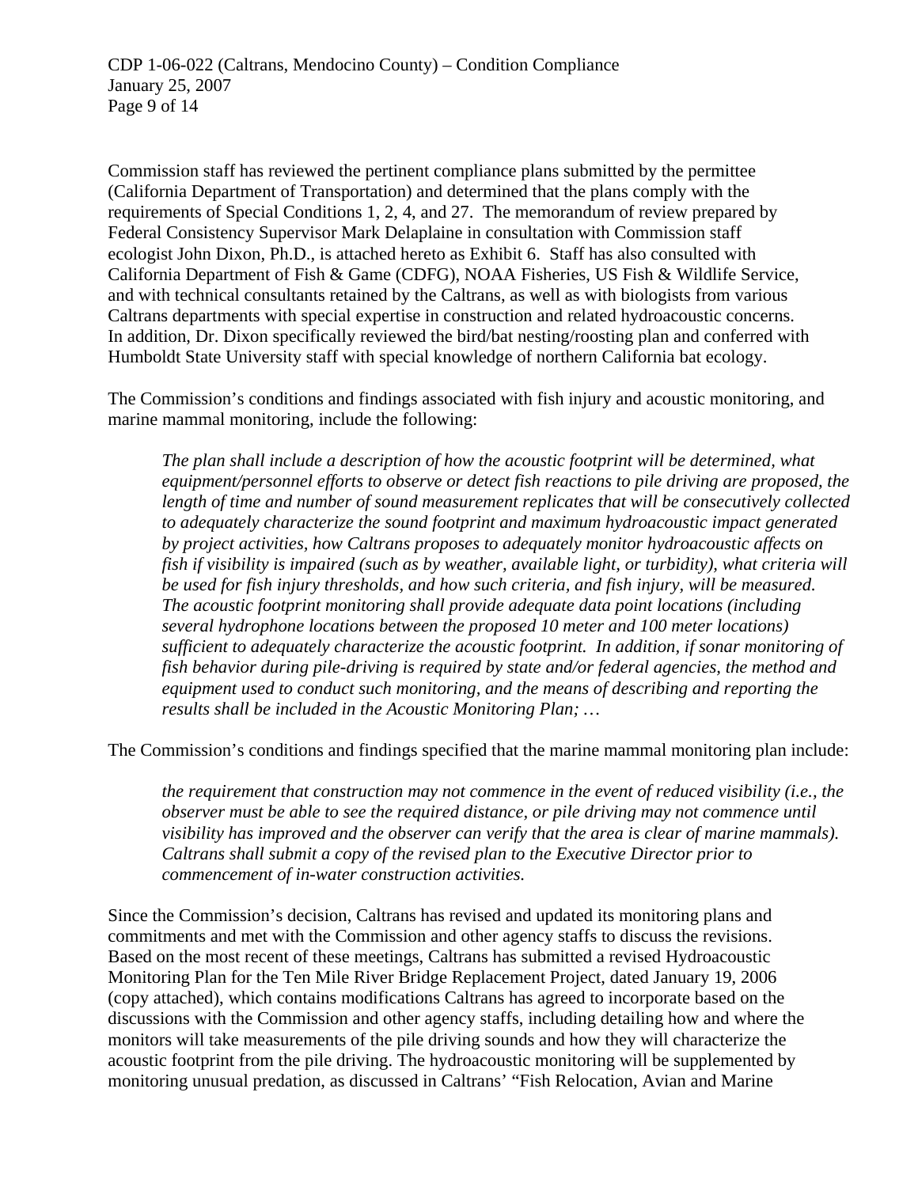Commission staff has reviewed the pertinent compliance plans submitted by the permittee (California Department of Transportation) and determined that the plans comply with the requirements of Special Conditions 1, 2, 4, and 27. The memorandum of review prepared by Federal Consistency Supervisor Mark Delaplaine in consultation with Commission staff ecologist John Dixon, Ph.D., is attached hereto as Exhibit 6. Staff has also consulted with California Department of Fish & Game (CDFG), NOAA Fisheries, US Fish & Wildlife Service, and with technical consultants retained by the Caltrans, as well as with biologists from various Caltrans departments with special expertise in construction and related hydroacoustic concerns. In addition, Dr. Dixon specifically reviewed the bird/bat nesting/roosting plan and conferred with Humboldt State University staff with special knowledge of northern California bat ecology.

The Commission's conditions and findings associated with fish injury and acoustic monitoring, and marine mammal monitoring, include the following:

> *The plan shall include a description of how the acoustic footprint will be determined, what equipment/personnel efforts to observe or detect fish reactions to pile driving are proposed, the length of time and number of sound measurement replicates that will be consecutively collected to adequately characterize the sound footprint and maximum hydroacoustic impact generated by project activities, how Caltrans proposes to adequately monitor hydroacoustic affects on fish if visibility is impaired (such as by weather, available light, or turbidity), what criteria will be used for fish injury thresholds, and how such criteria, and fish injury, will be measured. The acoustic footprint monitoring shall provide adequate data point locations (including several hydrophone locations between the proposed 10 meter and 100 meter locations) sufficient to adequately characterize the acoustic footprint. In addition, if sonar monitoring of fish behavior during pile-driving is required by state and/or federal agencies, the method and equipment used to conduct such monitoring, and the means of describing and reporting the results shall be included in the Acoustic Monitoring Plan; …*

The Commission's conditions and findings specified that the marine mammal monitoring plan include:

> *the requirement that construction may not commence in the event of reduced visibility (i.e., the observer must be able to see the required distance, or pile driving may not commence until visibility has improved and the observer can verify that the area is clear of marine mammals). Caltrans shall submit a copy of the revised plan to the Executive Director prior to commencement of in-water construction activities.*

Since the Commission's decision, Caltrans has revised and updated its monitoring plans and commitments and met with the Commission and other agency staffs to discuss the revisions. Based on the most recent of these meetings, Caltrans has submitted a revised Hydroacoustic Monitoring Plan for the Ten Mile River Bridge Replacement Project, dated January 19, 2006 (copy attached), which contains modifications Caltrans has agreed to incorporate based on the discussions with the Commission and other agency staffs, including detailing how and where the monitors will take measurements of the pile driving sounds and how they will characterize the acoustic footprint from the pile driving. The hydroacoustic monitoring will be supplemented by monitoring unusual predation, as discussed in Caltrans' "Fish Relocation, Avian and Marine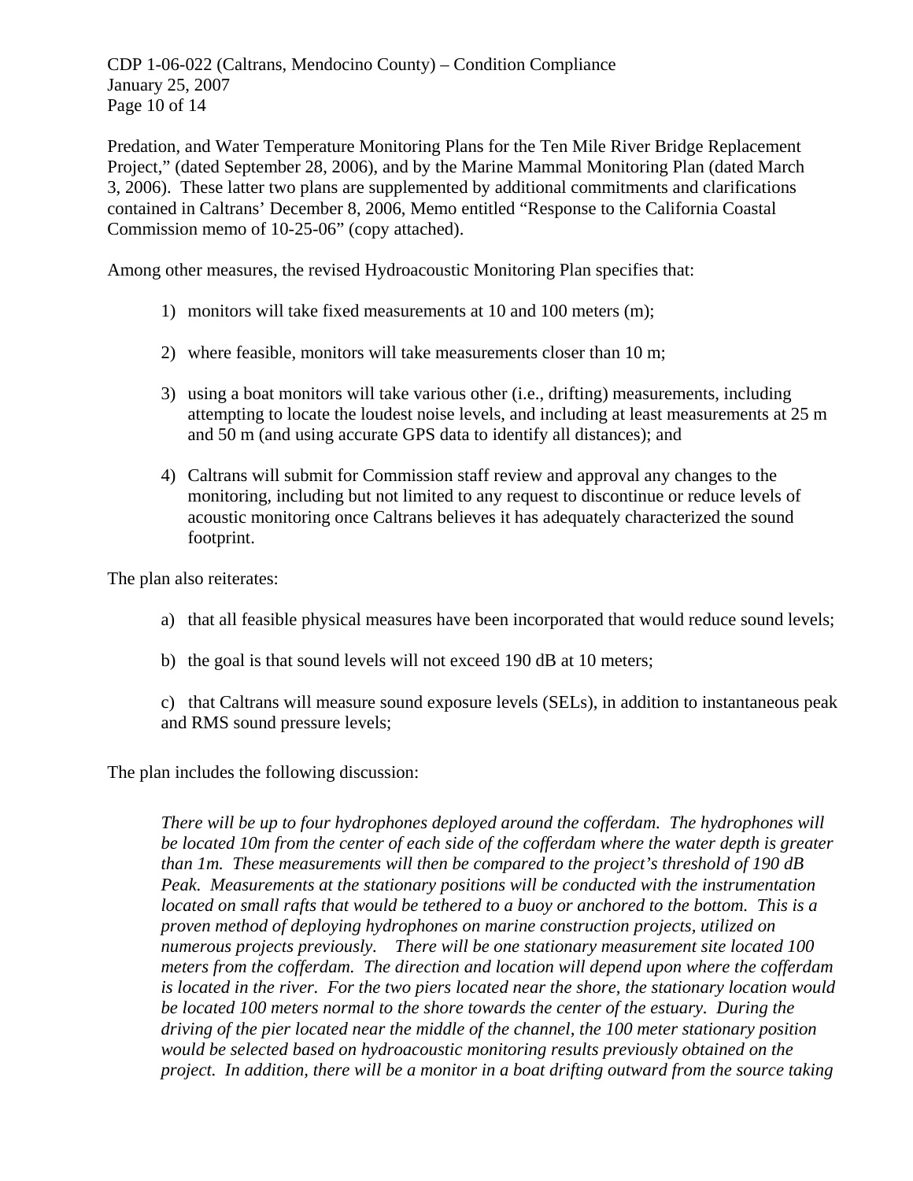Predation, and Water Temperature Monitoring Plans for the Ten Mile River Bridge Replacement Project," (dated September 28, 2006), and by the Marine Mammal Monitoring Plan (dated March 3, 2006). These latter two plans are supplemented by additional commitments and clarifications contained in Caltrans' December 8, 2006, Memo entitled "Response to the California Coastal Commission memo of 10-25-06" (copy attached).

Among other measures, the revised Hydroacoustic Monitoring Plan specifies that:

1) monitors will take fixed measurements at 10 and 100 meters (m);

2) where feasible, monitors will take measurements closer than 10 m;

3) using a boat monitors will take various other (i.e., drifting) measurements, including attempting to locate the loudest noise levels, and including at least measurements at 25 m and 50 m (and using accurate GPS data to identify all distances); and

4) Caltrans will submit for Commission staff review and approval any changes to the monitoring, including but not limited to any request to discontinue or reduce levels of acoustic monitoring once Caltrans believes it has adequately characterized the sound footprint.

The plan also reiterates:

a) that all feasible physical measures have been incorporated that would reduce sound levels;

b) the goal is that sound levels will not exceed 190 dB at 10 meters;

c) that Caltrans will measure sound exposure levels (SELs), in addition to instantaneous peak and RMS sound pressure levels;

The plan includes the following discussion:

> *There will be up to four hydrophones deployed around the cofferdam. The hydrophones will be located 10m from the center of each side of the cofferdam where the water depth is greater than 1m. These measurements will then be compared to the project's threshold of 190 dB Peak. Measurements at the stationary positions will be conducted with the instrumentation located on small rafts that would be tethered to a buoy or anchored to the bottom. This is a proven method of deploying hydrophones on marine construction projects, utilized on numerous projects previously. There will be one stationary measurement site located 100 meters from the cofferdam. The direction and location will depend upon where the cofferdam is located in the river. For the two piers located near the shore, the stationary location would be located 100 meters normal to the shore towards the center of the estuary. During the driving of the pier located near the middle of the channel, the 100 meter stationary position would be selected based on hydroacoustic monitoring results previously obtained on the project. In addition, there will be a monitor in a boat drifting outward from the source taking*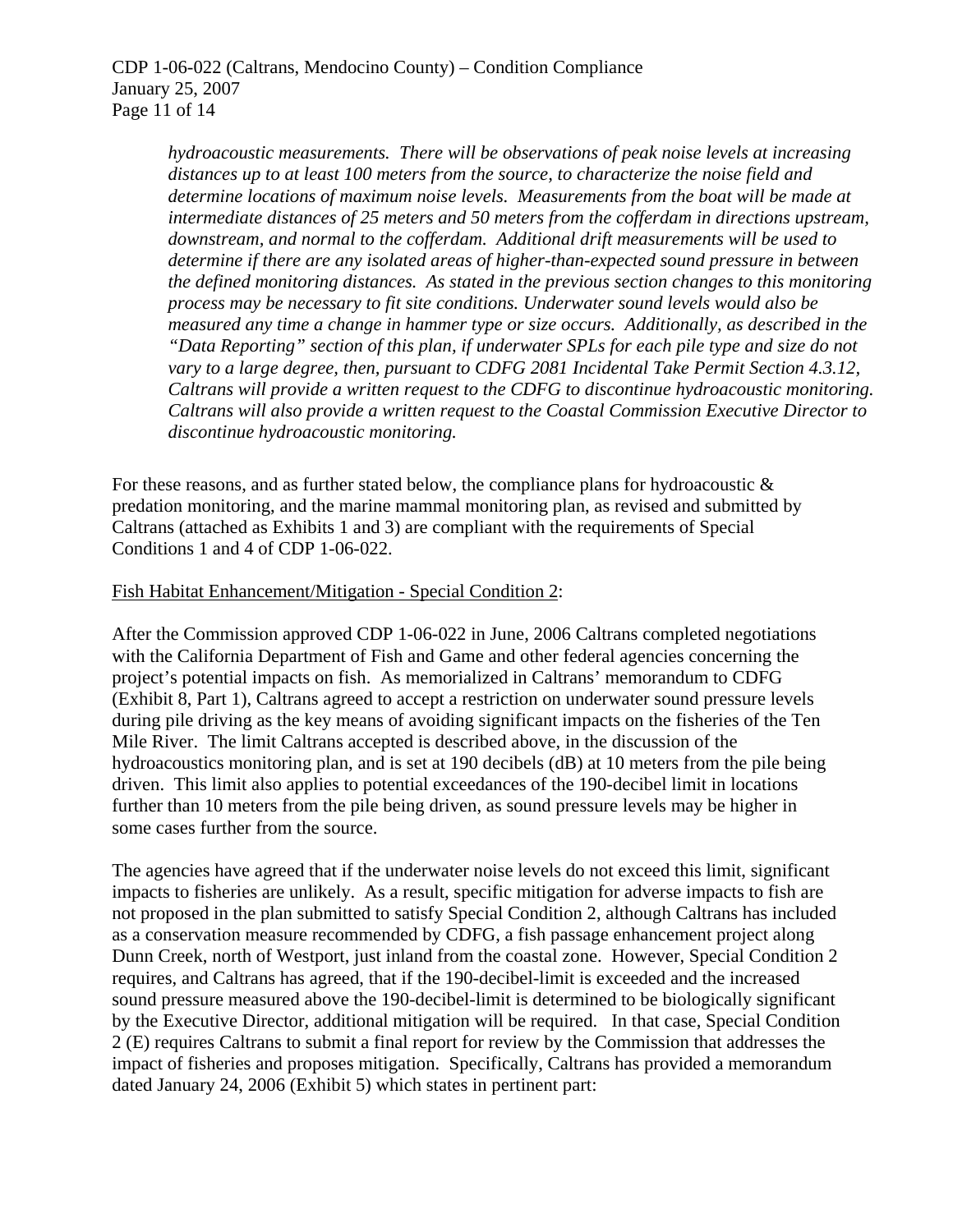*hydroacoustic measurements. There will be observations of peak noise levels at increasing distances up to at least 100 meters from the source, to characterize the noise field and determine locations of maximum noise levels. Measurements from the boat will be made at intermediate distances of 25 meters and 50 meters from the cofferdam in directions upstream, downstream, and normal to the cofferdam. Additional drift measurements will be used to determine if there are any isolated areas of higher-than-expected sound pressure in between the defined monitoring distances. As stated in the previous section changes to this monitoring process may be necessary to fit site conditions. Underwater sound levels would also be measured any time a change in hammer type or size occurs. Additionally, as described in the "Data Reporting" section of this plan, if underwater SPLs for each pile type and size do not vary to a large degree, then, pursuant to CDFG 2081 Incidental Take Permit Section 4.3.12, Caltrans will provide a written request to the CDFG to discontinue hydroacoustic monitoring. Caltrans will also provide a written request to the Coastal Commission Executive Director to discontinue hydroacoustic monitoring.*

For these reasons, and as further stated below, the compliance plans for hydroacoustic & predation monitoring, and the marine mammal monitoring plan, as revised and submitted by Caltrans (attached as Exhibits 1 and 3) are compliant with the requirements of Special Conditions 1 and 4 of CDP 1-06-022.

Fish Habitat Enhancement/Mitigation - Special Condition 2:

After the Commission approved CDP 1-06-022 in June, 2006 Caltrans completed negotiations with the California Department of Fish and Game and other federal agencies concerning the project's potential impacts on fish. As memorialized in Caltrans' memorandum to CDFG (Exhibit 8, Part 1), Caltrans agreed to accept a restriction on underwater sound pressure levels during pile driving as the key means of avoiding significant impacts on the fisheries of the Ten Mile River. The limit Caltrans accepted is described above, in the discussion of the hydroacoustics monitoring plan, and is set at 190 decibels (dB) at 10 meters from the pile being driven. This limit also applies to potential exceedances of the 190-decibel limit in locations further than 10 meters from the pile being driven, as sound pressure levels may be higher in some cases further from the source.

The agencies have agreed that if the underwater noise levels do not exceed this limit, significant impacts to fisheries are unlikely. As a result, specific mitigation for adverse impacts to fish are not proposed in the plan submitted to satisfy Special Condition 2, although Caltrans has included as a conservation measure recommended by CDFG, a fish passage enhancement project along Dunn Creek, north of Westport, just inland from the coastal zone. However, Special Condition 2 requires, and Caltrans has agreed, that if the 190-decibel-limit is exceeded and the increased sound pressure measured above the 190-decibel-limit is determined to be biologically significant by the Executive Director, additional mitigation will be required. In that case, Special Condition 2 (E) requires Caltrans to submit a final report for review by the Commission that addresses the impact of fisheries and proposes mitigation. Specifically, Caltrans has provided a memorandum dated January 24, 2006 (Exhibit 5) which states in pertinent part: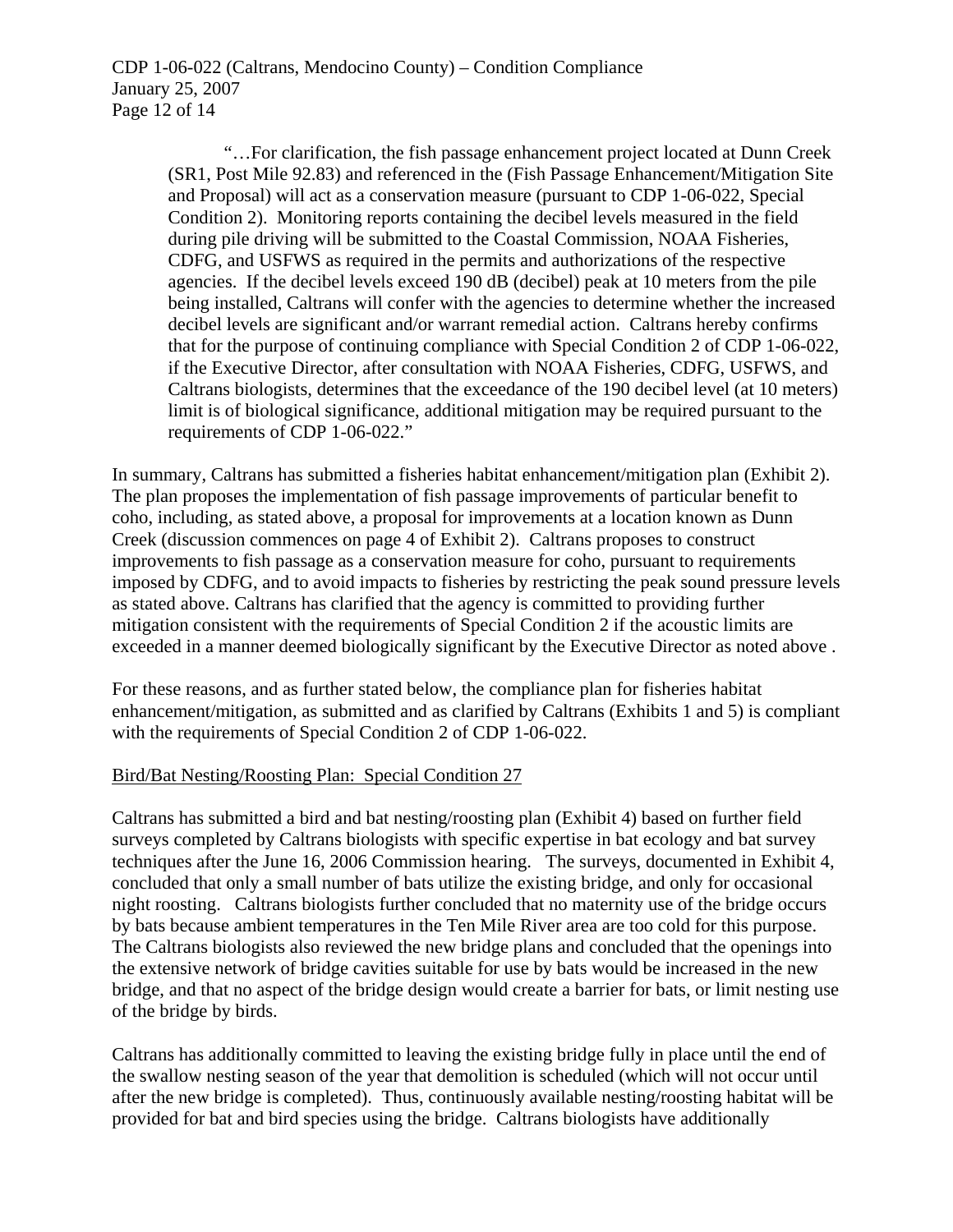> "…For clarification, the fish passage enhancement project located at Dunn Creek (SR1, Post Mile 92.83) and referenced in the (Fish Passage Enhancement/Mitigation Site and Proposal) will act as a conservation measure (pursuant to CDP 1-06-022, Special Condition 2). Monitoring reports containing the decibel levels measured in the field during pile driving will be submitted to the Coastal Commission, NOAA Fisheries, CDFG, and USFWS as required in the permits and authorizations of the respective agencies. If the decibel levels exceed 190 dB (decibel) peak at 10 meters from the pile being installed, Caltrans will confer with the agencies to determine whether the increased decibel levels are significant and/or warrant remedial action. Caltrans hereby confirms that for the purpose of continuing compliance with Special Condition 2 of CDP 1-06-022, if the Executive Director, after consultation with NOAA Fisheries, CDFG, USFWS, and Caltrans biologists, determines that the exceedance of the 190 decibel level (at 10 meters) limit is of biological significance, additional mitigation may be required pursuant to the requirements of CDP 1-06-022."

In summary, Caltrans has submitted a fisheries habitat enhancement/mitigation plan (Exhibit 2). The plan proposes the implementation of fish passage improvements of particular benefit to coho, including, as stated above, a proposal for improvements at a location known as Dunn Creek (discussion commences on page 4 of Exhibit 2). Caltrans proposes to construct improvements to fish passage as a conservation measure for coho, pursuant to requirements imposed by CDFG, and to avoid impacts to fisheries by restricting the peak sound pressure levels as stated above. Caltrans has clarified that the agency is committed to providing further mitigation consistent with the requirements of Special Condition 2 if the acoustic limits are exceeded in a manner deemed biologically significant by the Executive Director as noted above .

For these reasons, and as further stated below, the compliance plan for fisheries habitat enhancement/mitigation, as submitted and as clarified by Caltrans (Exhibits 1 and 5) is compliant with the requirements of Special Condition 2 of CDP 1-06-022.

Bird/Bat Nesting/Roosting Plan: Special Condition 27

Caltrans has submitted a bird and bat nesting/roosting plan (Exhibit 4) based on further field surveys completed by Caltrans biologists with specific expertise in bat ecology and bat survey techniques after the June 16, 2006 Commission hearing. The surveys, documented in Exhibit 4, concluded that only a small number of bats utilize the existing bridge, and only for occasional night roosting. Caltrans biologists further concluded that no maternity use of the bridge occurs by bats because ambient temperatures in the Ten Mile River area are too cold for this purpose. The Caltrans biologists also reviewed the new bridge plans and concluded that the openings into the extensive network of bridge cavities suitable for use by bats would be increased in the new bridge, and that no aspect of the bridge design would create a barrier for bats, or limit nesting use of the bridge by birds.

Caltrans has additionally committed to leaving the existing bridge fully in place until the end of the swallow nesting season of the year that demolition is scheduled (which will not occur until after the new bridge is completed). Thus, continuously available nesting/roosting habitat will be provided for bat and bird species using the bridge. Caltrans biologists have additionally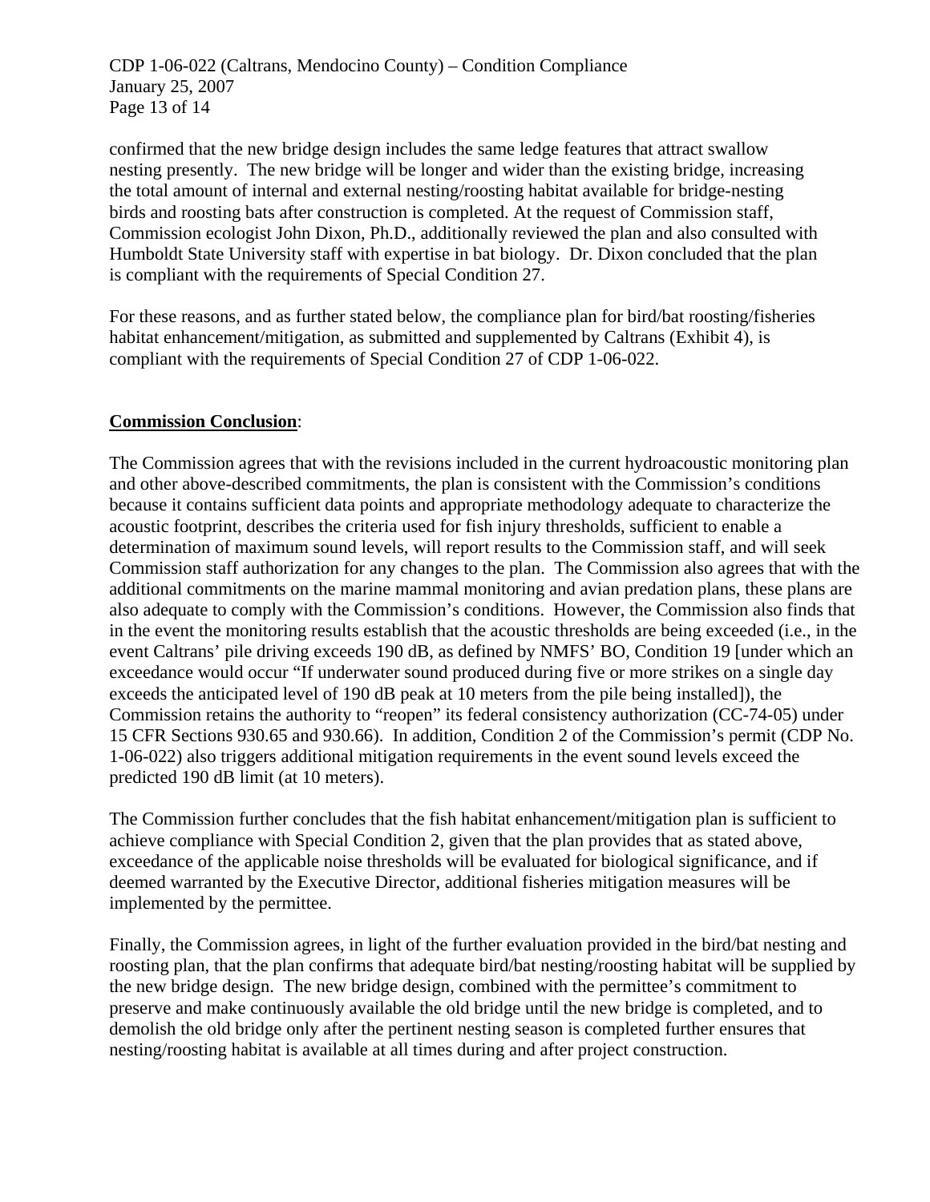confirmed that the new bridge design includes the same ledge features that attract swallow nesting presently. The new bridge will be longer and wider than the existing bridge, increasing the total amount of internal and external nesting/roosting habitat available for bridge-nesting birds and roosting bats after construction is completed. At the request of Commission staff, Commission ecologist John Dixon, Ph.D., additionally reviewed the plan and also consulted with Humboldt State University staff with expertise in bat biology. Dr. Dixon concluded that the plan is compliant with the requirements of Special Condition 27.

For these reasons, and as further stated below, the compliance plan for bird/bat roosting/fisheries habitat enhancement/mitigation, as submitted and supplemented by Caltrans (Exhibit 4), is compliant with the requirements of Special Condition 27 of CDP 1-06-022.

**Commission Conclusion**:

The Commission agrees that with the revisions included in the current hydroacoustic monitoring plan and other above-described commitments, the plan is consistent with the Commission's conditions because it contains sufficient data points and appropriate methodology adequate to characterize the acoustic footprint, describes the criteria used for fish injury thresholds, sufficient to enable a determination of maximum sound levels, will report results to the Commission staff, and will seek Commission staff authorization for any changes to the plan. The Commission also agrees that with the additional commitments on the marine mammal monitoring and avian predation plans, these plans are also adequate to comply with the Commission's conditions. However, the Commission also finds that in the event the monitoring results establish that the acoustic thresholds are being exceeded (i.e., in the event Caltrans' pile driving exceeds 190 dB, as defined by NMFS' BO, Condition 19 [under which an exceedance would occur "If underwater sound produced during five or more strikes on a single day exceeds the anticipated level of 190 dB peak at 10 meters from the pile being installed]), the Commission retains the authority to "reopen" its federal consistency authorization (CC-74-05) under 15 CFR Sections 930.65 and 930.66). In addition, Condition 2 of the Commission's permit (CDP No. 1-06-022) also triggers additional mitigation requirements in the event sound levels exceed the predicted 190 dB limit (at 10 meters).

The Commission further concludes that the fish habitat enhancement/mitigation plan is sufficient to achieve compliance with Special Condition 2, given that the plan provides that as stated above, exceedance of the applicable noise thresholds will be evaluated for biological significance, and if deemed warranted by the Executive Director, additional fisheries mitigation measures will be implemented by the permittee.

Finally, the Commission agrees, in light of the further evaluation provided in the bird/bat nesting and roosting plan, that the plan confirms that adequate bird/bat nesting/roosting habitat will be supplied by the new bridge design. The new bridge design, combined with the permittee's commitment to preserve and make continuously available the old bridge until the new bridge is completed, and to demolish the old bridge only after the pertinent nesting season is completed further ensures that nesting/roosting habitat is available at all times during and after project construction.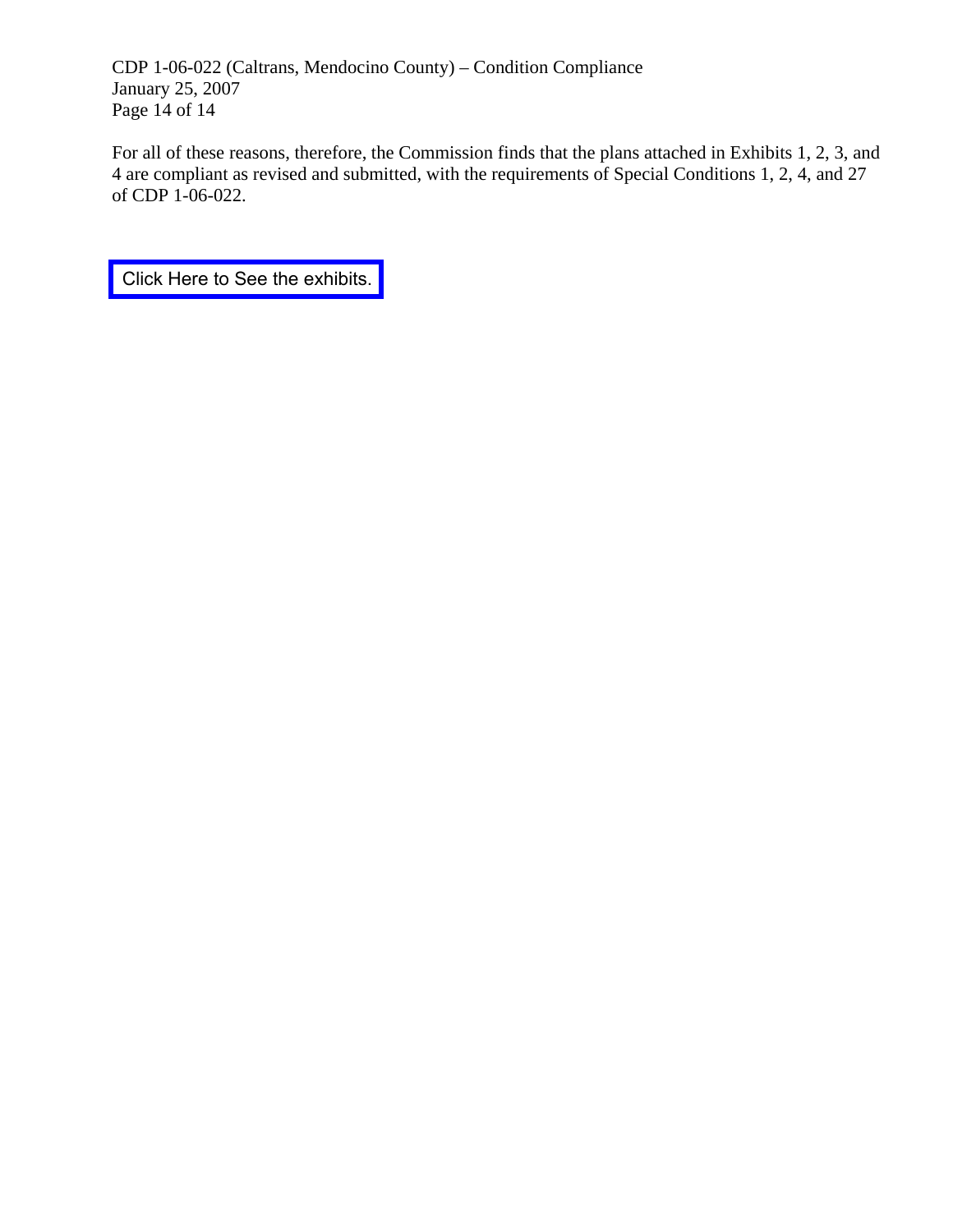For all of these reasons, therefore, the Commission finds that the plans attached in Exhibits 1, 2, 3, and 4 are compliant as revised and submitted, with the requirements of Special Conditions 1, 2, 4, and 27 of CDP 1-06-022.

Click Here to See the exhibits.